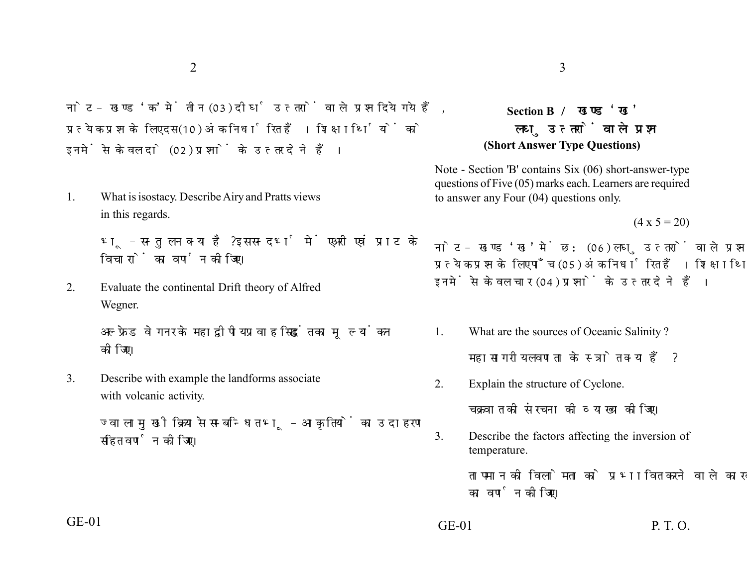नोट - खण्ड 'क' में तीन (03) दीर्घ उत्तरों वाले प्रश्न दिये गये हैं, प्रत्येक प्रश्न के लिए दस (10) अंक निर्धारित हैं। शिक्षार्थियों को इनमें से केवल दो (02) प्रश्नों के उत्तर देने हैं।

1. What is isostacy. Describe Airy and Pratts views in this regards.

   भू-सन्तुलन क्या है? इस सन्दर्भ में एअरी एवं प्राट के विचारों का वर्णन कीजिए।

2. Evaluate the continental Drift theory of Alfred Wegner.

   अल्फ्रेड वेगनर के महाद्वीपीय प्रवाह सिद्धांत का मूल्यांकन कीजिए।

3. Describe with example the landforms associate with volcanic activity.

   ज्वालामुखी क्रिया से सम्बन्धित भू-आकृतियों का उदाहरण सहित वर्णन कीजिए।

## Section B / खण्ड 'ख'

### लघु उत्तरों वाले प्रश्न

### (Short Answer Type Questions)

Note - Section 'B' contains Six (06) short-answer-type questions of Five (05) marks each. Learners are required to answer any Four (04) questions only.

(4 x 5 = 20)

नोट - खण्ड 'ख' में छः (06) लघु उत्तरों वाले प्रश्न दिये गये हैं, प्रत्येक प्रश्न के लिए पाँच (05) अंक निर्धारित हैं। शिक्षार्थियों को इनमें से केवल चार (04) प्रश्नों के उत्तर देने हैं।

1. What are the sources of Oceanic Salinity ?

   महासागरीय लवणता के स्त्रोत क्या हैं?

2. Explain the structure of Cyclone.

   चक्रवात की संरचना की व्याख्या कीजिए।

3. Describe the factors affecting the inversion of temperature.

   तापमान की विलोमता को प्रभावित करने वाले कारकों का वर्णन कीजिए।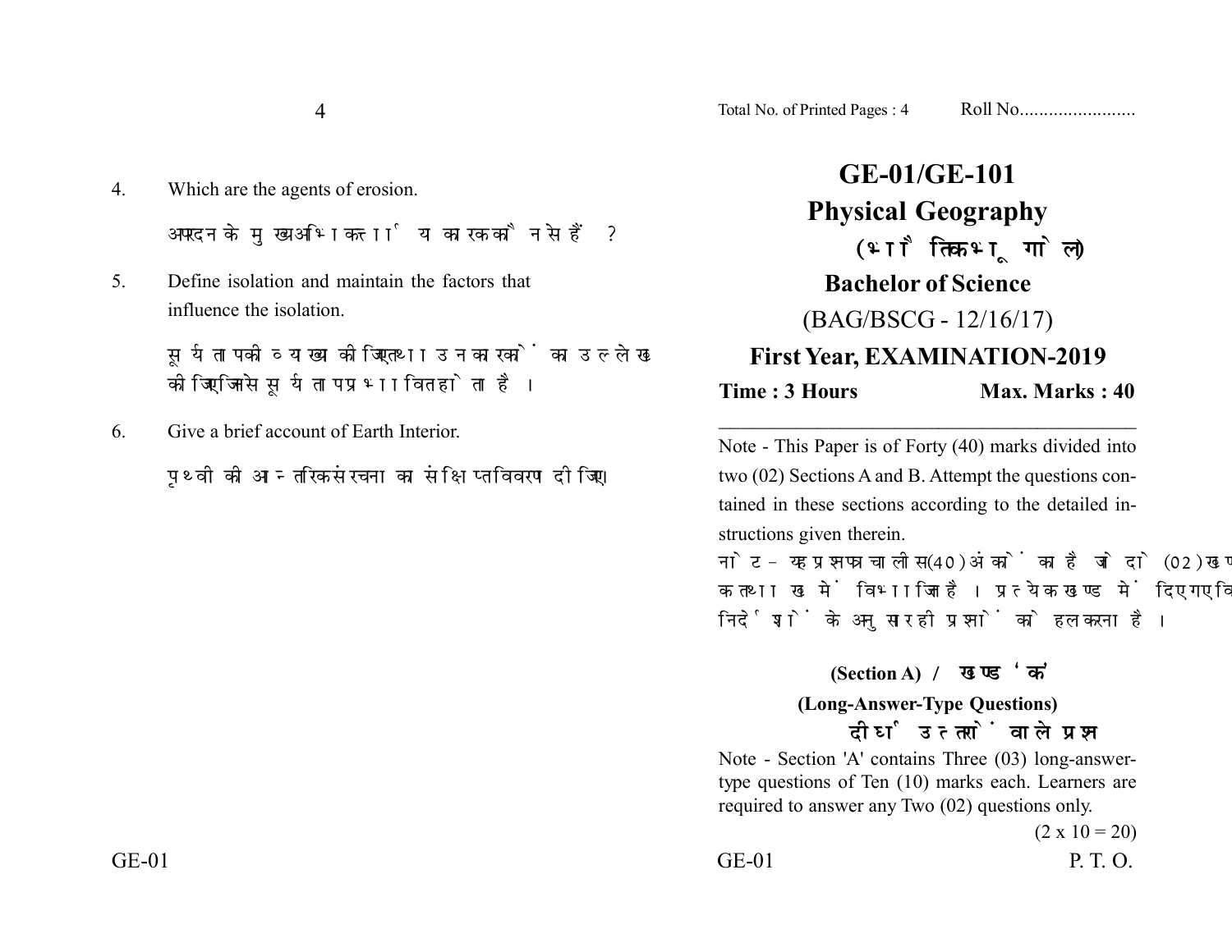4. Which are the agents of erosion.

   अपरदन के मुख्य अभिकर्ता या कारक कौन से हैं?

5. Define isolation and maintain the factors that influence the isolation.

   सूर्यताप की व्याख्या कीजिए तथा उन कारकों का उल्लेख कीजिए जिससे सूर्यताप प्रभावित होता है।

6. Give a brief account of Earth Interior.

   पृथ्वी की आन्तरिक संरचना का संक्षिप्त विवरण दीजिए।

Total No. of Printed Pages : 4 Roll No........................

# GE-01/GE-101

## Physical Geography

## (भौतिक भूगोल)

## Bachelor of Science

(BAG/BSCG - 12/16/17)

## First Year, EXAMINATION-2019

**Time : 3 Hours** **Max. Marks : 40**

---

Note - This Paper is of Forty (40) marks divided into two (02) Sections A and B. Attempt the questions contained in these sections according to the detailed instructions given therein.

नोट - यह प्रश्नपत्र चालीस (40) अंकों का है जो दो (02) खण्डों क तथा ख में विभाजित है। प्रत्येक खण्ड में दिए गए विस्तृत निर्देशों के अनुसार ही प्रश्नों को हल करना है।

### (Section A) / खण्ड 'क'

### (Long-Answer-Type Questions)

### दीर्घ उत्तरों वाले प्रश्न

Note - Section 'A' contains Three (03) long-answer-type questions of Ten (10) marks each. Learners are required to answer any Two (02) questions only.

(2 x 10 = 20)

P. T. O.